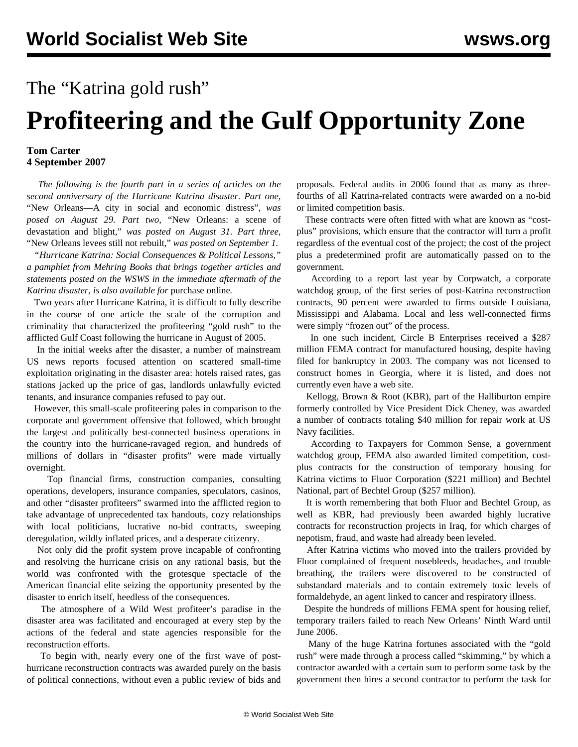# The "Katrina gold rush"

# Profiteering and the Gulf Opportunity Zone

**Tom Carter**
**4 September 2007**

*The following is the fourth part in a series of articles on the second anniversary of the Hurricane Katrina disaster. Part one,* "New Orleans—A city in social and economic distress"*, was posed on August 29. Part two,* "New Orleans: a scene of devastation and blight," *was posted on August 31. Part three,* "New Orleans levees still not rebuilt," *was posted on September 1.*

*"Hurricane Katrina: Social Consequences & Political Lessons," a pamphlet from Mehring Books that brings together articles and statements posted on the WSWS in the immediate aftermath of the Katrina disaster, is also available for* purchase online*.*

Two years after Hurricane Katrina, it is difficult to fully describe in the course of one article the scale of the corruption and criminality that characterized the profiteering "gold rush" to the afflicted Gulf Coast following the hurricane in August of 2005.

In the initial weeks after the disaster, a number of mainstream US news reports focused attention on scattered small-time exploitation originating in the disaster area: hotels raised rates, gas stations jacked up the price of gas, landlords unlawfully evicted tenants, and insurance companies refused to pay out.

However, this small-scale profiteering pales in comparison to the corporate and government offensive that followed, which brought the largest and politically best-connected business operations in the country into the hurricane-ravaged region, and hundreds of millions of dollars in "disaster profits" were made virtually overnight.

Top financial firms, construction companies, consulting operations, developers, insurance companies, speculators, casinos, and other "disaster profiteers" swarmed into the afflicted region to take advantage of unprecedented tax handouts, cozy relationships with local politicians, lucrative no-bid contracts, sweeping deregulation, wildly inflated prices, and a desperate citizenry.

Not only did the profit system prove incapable of confronting and resolving the hurricane crisis on any rational basis, but the world was confronted with the grotesque spectacle of the American financial elite seizing the opportunity presented by the disaster to enrich itself, heedless of the consequences.

The atmosphere of a Wild West profiteer's paradise in the disaster area was facilitated and encouraged at every step by the actions of the federal and state agencies responsible for the reconstruction efforts.

To begin with, nearly every one of the first wave of post-hurricane reconstruction contracts was awarded purely on the basis of political connections, without even a public review of bids and proposals. Federal audits in 2006 found that as many as three-fourths of all Katrina-related contracts were awarded on a no-bid or limited competition basis.

These contracts were often fitted with what are known as "cost-plus" provisions, which ensure that the contractor will turn a profit regardless of the eventual cost of the project; the cost of the project plus a predetermined profit are automatically passed on to the government.

According to a report last year by Corpwatch, a corporate watchdog group, of the first series of post-Katrina reconstruction contracts, 90 percent were awarded to firms outside Louisiana, Mississippi and Alabama. Local and less well-connected firms were simply "frozen out" of the process.

In one such incident, Circle B Enterprises received a $287 million FEMA contract for manufactured housing, despite having filed for bankruptcy in 2003. The company was not licensed to construct homes in Georgia, where it is listed, and does not currently even have a web site.

Kellogg, Brown & Root (KBR), part of the Halliburton empire formerly controlled by Vice President Dick Cheney, was awarded a number of contracts totaling $40 million for repair work at US Navy facilities.

According to Taxpayers for Common Sense, a government watchdog group, FEMA also awarded limited competition, cost-plus contracts for the construction of temporary housing for Katrina victims to Fluor Corporation ($221 million) and Bechtel National, part of Bechtel Group ($257 million).

It is worth remembering that both Fluor and Bechtel Group, as well as KBR, had previously been awarded highly lucrative contracts for reconstruction projects in Iraq, for which charges of nepotism, fraud, and waste had already been leveled.

After Katrina victims who moved into the trailers provided by Fluor complained of frequent nosebleeds, headaches, and trouble breathing, the trailers were discovered to be constructed of substandard materials and to contain extremely toxic levels of formaldehyde, an agent linked to cancer and respiratory illness.

Despite the hundreds of millions FEMA spent for housing relief, temporary trailers failed to reach New Orleans' Ninth Ward until June 2006.

Many of the huge Katrina fortunes associated with the "gold rush" were made through a process called "skimming," by which a contractor awarded with a certain sum to perform some task by the government then hires a second contractor to perform the task for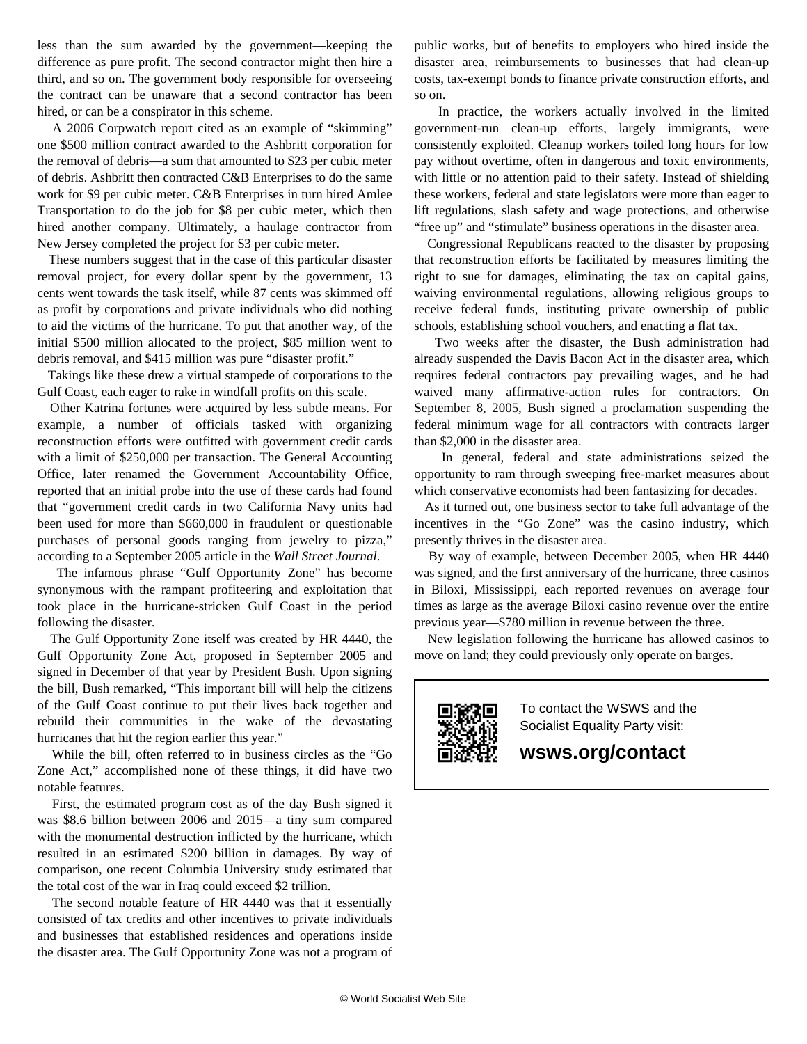less than the sum awarded by the government—keeping the difference as pure profit. The second contractor might then hire a third, and so on. The government body responsible for overseeing the contract can be unaware that a second contractor has been hired, or can be a conspirator in this scheme.

A 2006 Corpwatch report cited as an example of "skimming" one $500 million contract awarded to the Ashbritt corporation for the removal of debris—a sum that amounted to $23 per cubic meter of debris. Ashbritt then contracted C&B Enterprises to do the same work for $9 per cubic meter. C&B Enterprises in turn hired Amlee Transportation to do the job for $8 per cubic meter, which then hired another company. Ultimately, a haulage contractor from New Jersey completed the project for $3 per cubic meter.

These numbers suggest that in the case of this particular disaster removal project, for every dollar spent by the government, 13 cents went towards the task itself, while 87 cents was skimmed off as profit by corporations and private individuals who did nothing to aid the victims of the hurricane. To put that another way, of the initial $500 million allocated to the project, $85 million went to debris removal, and $415 million was pure "disaster profit."

Takings like these drew a virtual stampede of corporations to the Gulf Coast, each eager to rake in windfall profits on this scale.

Other Katrina fortunes were acquired by less subtle means. For example, a number of officials tasked with organizing reconstruction efforts were outfitted with government credit cards with a limit of $250,000 per transaction. The General Accounting Office, later renamed the Government Accountability Office, reported that an initial probe into the use of these cards had found that "government credit cards in two California Navy units had been used for more than $660,000 in fraudulent or questionable purchases of personal goods ranging from jewelry to pizza," according to a September 2005 article in the *Wall Street Journal*.

The infamous phrase "Gulf Opportunity Zone" has become synonymous with the rampant profiteering and exploitation that took place in the hurricane-stricken Gulf Coast in the period following the disaster.

The Gulf Opportunity Zone itself was created by HR 4440, the Gulf Opportunity Zone Act, proposed in September 2005 and signed in December of that year by President Bush. Upon signing the bill, Bush remarked, "This important bill will help the citizens of the Gulf Coast continue to put their lives back together and rebuild their communities in the wake of the devastating hurricanes that hit the region earlier this year."

While the bill, often referred to in business circles as the "Go Zone Act," accomplished none of these things, it did have two notable features.

First, the estimated program cost as of the day Bush signed it was $8.6 billion between 2006 and 2015—a tiny sum compared with the monumental destruction inflicted by the hurricane, which resulted in an estimated $200 billion in damages. By way of comparison, one recent Columbia University study estimated that the total cost of the war in Iraq could exceed $2 trillion.

The second notable feature of HR 4440 was that it essentially consisted of tax credits and other incentives to private individuals and businesses that established residences and operations inside the disaster area. The Gulf Opportunity Zone was not a program of public works, but of benefits to employers who hired inside the disaster area, reimbursements to businesses that had clean-up costs, tax-exempt bonds to finance private construction efforts, and so on.

In practice, the workers actually involved in the limited government-run clean-up efforts, largely immigrants, were consistently exploited. Cleanup workers toiled long hours for low pay without overtime, often in dangerous and toxic environments, with little or no attention paid to their safety. Instead of shielding these workers, federal and state legislators were more than eager to lift regulations, slash safety and wage protections, and otherwise "free up" and "stimulate" business operations in the disaster area.

Congressional Republicans reacted to the disaster by proposing that reconstruction efforts be facilitated by measures limiting the right to sue for damages, eliminating the tax on capital gains, waiving environmental regulations, allowing religious groups to receive federal funds, instituting private ownership of public schools, establishing school vouchers, and enacting a flat tax.

Two weeks after the disaster, the Bush administration had already suspended the Davis Bacon Act in the disaster area, which requires federal contractors pay prevailing wages, and he had waived many affirmative-action rules for contractors. On September 8, 2005, Bush signed a proclamation suspending the federal minimum wage for all contractors with contracts larger than $2,000 in the disaster area.

In general, federal and state administrations seized the opportunity to ram through sweeping free-market measures about which conservative economists had been fantasizing for decades.

As it turned out, one business sector to take full advantage of the incentives in the "Go Zone" was the casino industry, which presently thrives in the disaster area.

By way of example, between December 2005, when HR 4440 was signed, and the first anniversary of the hurricane, three casinos in Biloxi, Mississippi, each reported revenues on average four times as large as the average Biloxi casino revenue over the entire previous year—$780 million in revenue between the three.

New legislation following the hurricane has allowed casinos to move on land; they could previously only operate on barges.

To contact the WSWS and the Socialist Equality Party visit:

**wsws.org/contact**